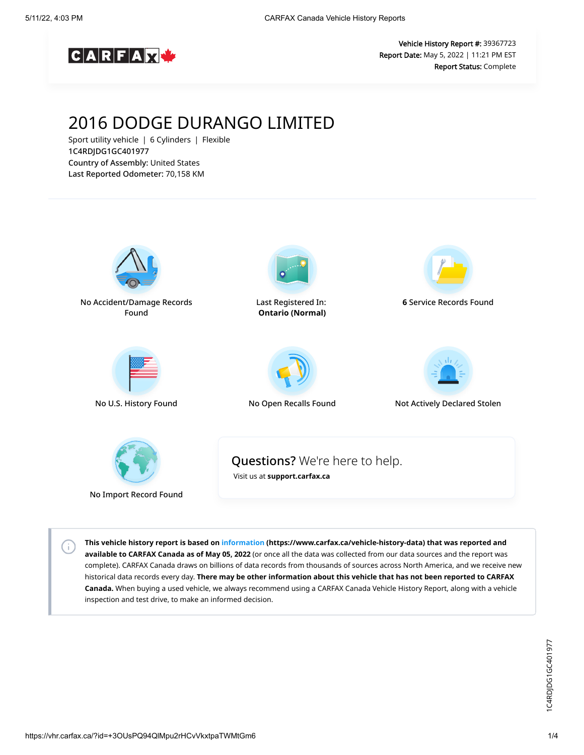Vehicle History Report #: 39367723
Report Date: May 5, 2022 | 11:21 PM EST
Report Status: Complete

# 2016 DODGE DURANGO LIMITED

Sport utility vehicle | 6 Cylinders | Flexible
1C4RDJDG1GC401977
**Country of Assembly:** United States
**Last Reported Odometer:** 70,158 KM

No Accident/Damage Records Found

Last Registered In: **Ontario (Normal)**

**6** Service Records Found

No U.S. History Found

No Open Recalls Found

Not Actively Declared Stolen

No Import Record Found

**Questions?** We're here to help.
Visit us at **support.carfax.ca**

**This vehicle history report is based on information (https://www.carfax.ca/vehicle-history-data) that was reported and available to CARFAX Canada as of May 05, 2022** (or once all the data was collected from our data sources and the report was complete). CARFAX Canada draws on billions of data records from thousands of sources across North America, and we receive new historical data records every day. **There may be other information about this vehicle that has not been reported to CARFAX Canada.** When buying a used vehicle, we always recommend using a CARFAX Canada Vehicle History Report, along with a vehicle inspection and test drive, to make an informed decision.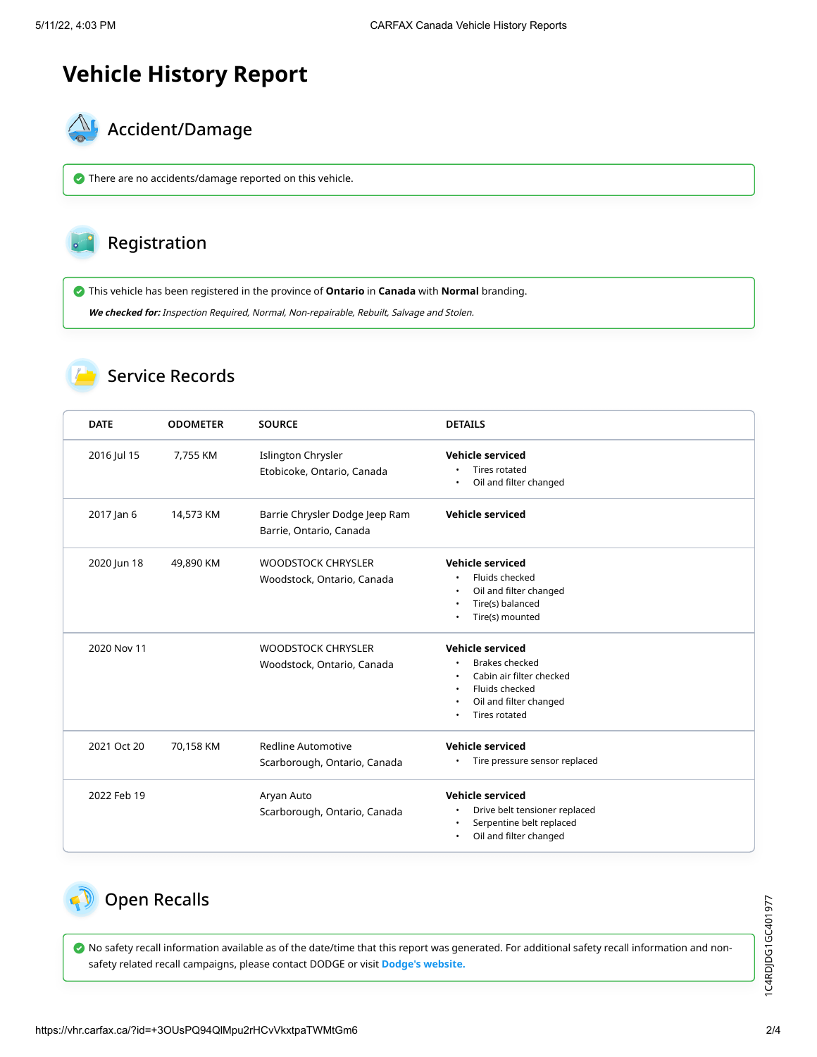# Vehicle History Report

## Accident/Damage

There are no accidents/damage reported on this vehicle.

## Registration

This vehicle has been registered in the province of **Ontario** in **Canada** with **Normal** branding.

***We checked for:*** *Inspection Required, Normal, Non-repairable, Rebuilt, Salvage and Stolen.*

## Service Records

| DATE | ODOMETER | SOURCE | DETAILS |
|---|---|---|---|
| 2016 Jul 15 | 7,755 KM | Islington Chrysler<br>Etobicoke, Ontario, Canada | **Vehicle serviced**<br>• Tires rotated<br>• Oil and filter changed |
| 2017 Jan 6 | 14,573 KM | Barrie Chrysler Dodge Jeep Ram<br>Barrie, Ontario, Canada | **Vehicle serviced** |
| 2020 Jun 18 | 49,890 KM | WOODSTOCK CHRYSLER<br>Woodstock, Ontario, Canada | **Vehicle serviced**<br>• Fluids checked<br>• Oil and filter changed<br>• Tire(s) balanced<br>• Tire(s) mounted |
| 2020 Nov 11 | | WOODSTOCK CHRYSLER<br>Woodstock, Ontario, Canada | **Vehicle serviced**<br>• Brakes checked<br>• Cabin air filter checked<br>• Fluids checked<br>• Oil and filter changed<br>• Tires rotated |
| 2021 Oct 20 | 70,158 KM | Redline Automotive<br>Scarborough, Ontario, Canada | **Vehicle serviced**<br>• Tire pressure sensor replaced |
| 2022 Feb 19 | | Aryan Auto<br>Scarborough, Ontario, Canada | **Vehicle serviced**<br>• Drive belt tensioner replaced<br>• Serpentine belt replaced<br>• Oil and filter changed |

## Open Recalls

No safety recall information available as of the date/time that this report was generated. For additional safety recall information and non-safety related recall campaigns, please contact DODGE or visit **Dodge's website.**

1C4RDJDG1GC401977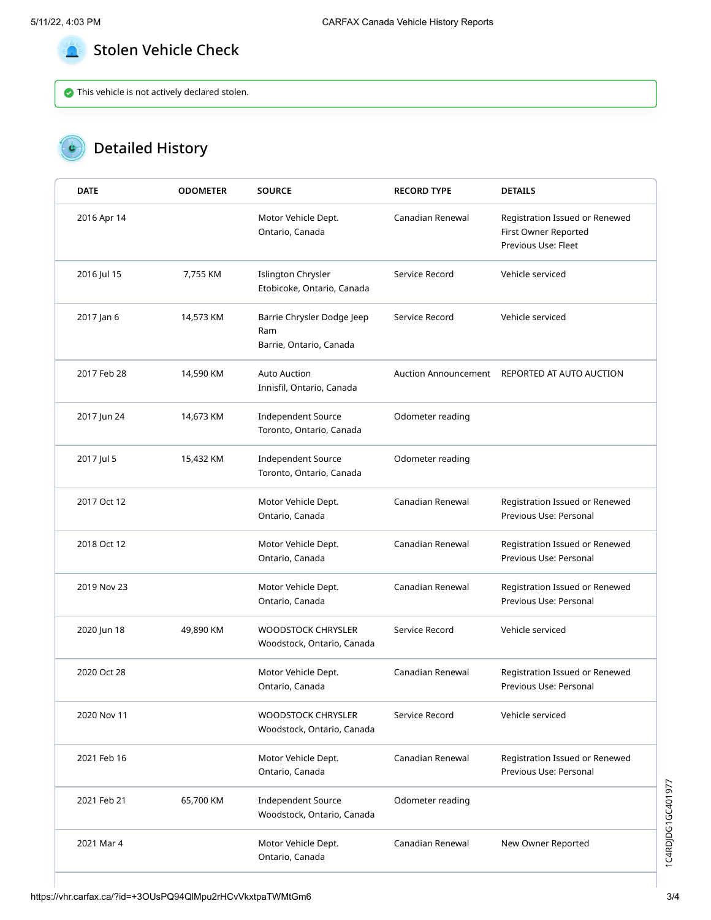## Stolen Vehicle Check

This vehicle is not actively declared stolen.

## Detailed History

| DATE | ODOMETER | SOURCE | RECORD TYPE | DETAILS |
|---|---|---|---|---|
| 2016 Apr 14 | | Motor Vehicle Dept.<br>Ontario, Canada | Canadian Renewal | Registration Issued or Renewed<br>First Owner Reported<br>Previous Use: Fleet |
| 2016 Jul 15 | 7,755 KM | Islington Chrysler<br>Etobicoke, Ontario, Canada | Service Record | Vehicle serviced |
| 2017 Jan 6 | 14,573 KM | Barrie Chrysler Dodge Jeep Ram<br>Barrie, Ontario, Canada | Service Record | Vehicle serviced |
| 2017 Feb 28 | 14,590 KM | Auto Auction<br>Innisfil, Ontario, Canada | Auction Announcement | REPORTED AT AUTO AUCTION |
| 2017 Jun 24 | 14,673 KM | Independent Source<br>Toronto, Ontario, Canada | Odometer reading | |
| 2017 Jul 5 | 15,432 KM | Independent Source<br>Toronto, Ontario, Canada | Odometer reading | |
| 2017 Oct 12 | | Motor Vehicle Dept.<br>Ontario, Canada | Canadian Renewal | Registration Issued or Renewed<br>Previous Use: Personal |
| 2018 Oct 12 | | Motor Vehicle Dept.<br>Ontario, Canada | Canadian Renewal | Registration Issued or Renewed<br>Previous Use: Personal |
| 2019 Nov 23 | | Motor Vehicle Dept.<br>Ontario, Canada | Canadian Renewal | Registration Issued or Renewed<br>Previous Use: Personal |
| 2020 Jun 18 | 49,890 KM | WOODSTOCK CHRYSLER<br>Woodstock, Ontario, Canada | Service Record | Vehicle serviced |
| 2020 Oct 28 | | Motor Vehicle Dept.<br>Ontario, Canada | Canadian Renewal | Registration Issued or Renewed<br>Previous Use: Personal |
| 2020 Nov 11 | | WOODSTOCK CHRYSLER<br>Woodstock, Ontario, Canada | Service Record | Vehicle serviced |
| 2021 Feb 16 | | Motor Vehicle Dept.<br>Ontario, Canada | Canadian Renewal | Registration Issued or Renewed<br>Previous Use: Personal |
| 2021 Feb 21 | 65,700 KM | Independent Source<br>Woodstock, Ontario, Canada | Odometer reading | |
| 2021 Mar 4 | | Motor Vehicle Dept.<br>Ontario, Canada | Canadian Renewal | New Owner Reported |

1C4RDJDG1GC401977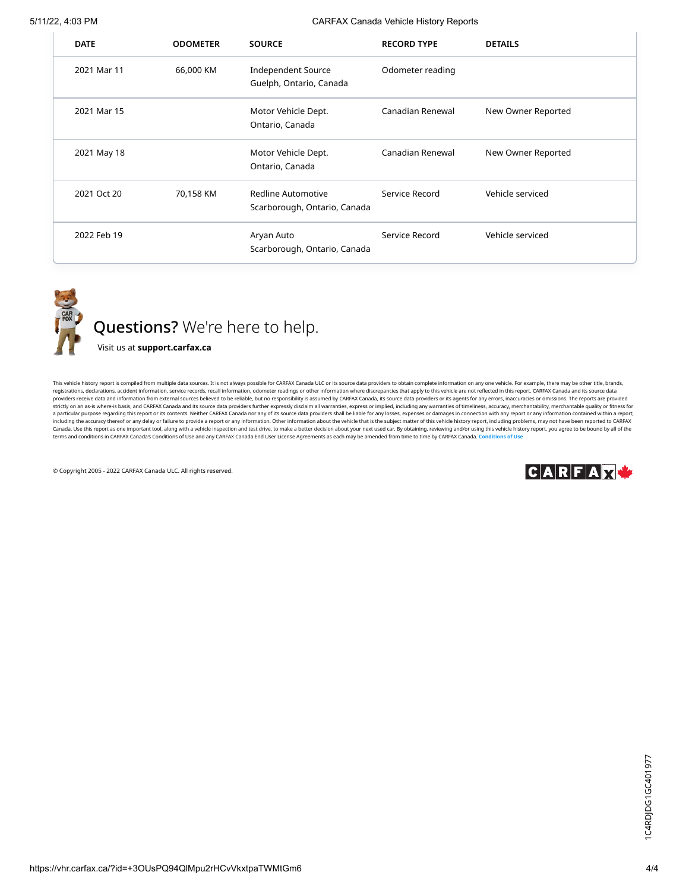| DATE | ODOMETER | SOURCE | RECORD TYPE | DETAILS |
|---|---|---|---|---|
| 2021 Mar 11 | 66,000 KM | Independent Source Guelph, Ontario, Canada | Odometer reading | |
| 2021 Mar 15 | | Motor Vehicle Dept. Ontario, Canada | Canadian Renewal | New Owner Reported |
| 2021 May 18 | | Motor Vehicle Dept. Ontario, Canada | Canadian Renewal | New Owner Reported |
| 2021 Oct 20 | 70,158 KM | Redline Automotive Scarborough, Ontario, Canada | Service Record | Vehicle serviced |
| 2022 Feb 19 | | Aryan Auto Scarborough, Ontario, Canada | Service Record | Vehicle serviced |

## **Questions?** We're here to help.

Visit us at **support.carfax.ca**

This vehicle history report is compiled from multiple data sources. It is not always possible for CARFAX Canada ULC or its source data providers to obtain complete information on any one vehicle. For example, there may be other title, brands, registrations, declarations, accident information, service records, recall information, odometer readings or other information where discrepancies that apply to this vehicle are not reflected in this report. CARFAX Canada and its source data providers receive data and information from external sources believed to be reliable, but no responsibility is assumed by CARFAX Canada, its source data providers or its agents for any errors, inaccuracies or omissions. The reports are provided strictly on an as-is where-is basis, and CARFAX Canada and its source data providers further expressly disclaim all warranties, express or implied, including any warranties of timeliness, accuracy, merchantability, merchantable quality or fitness for a particular purpose regarding this report or its contents. Neither CARFAX Canada nor any of its source data providers shall be liable for any losses, expenses or damages in connection with any report or any information contained within a report, including the accuracy thereof or any delay or failure to provide a report or any information. Other information about the vehicle that is the subject matter of this vehicle history report, including problems, may not have been reported to CARFAX Canada. Use this report as one important tool, along with a vehicle inspection and test drive, to make a better decision about your next used car. By obtaining, reviewing and/or using this vehicle history report, you agree to be bound by all of the terms and conditions in CARFAX Canada's Conditions of Use and any CARFAX Canada End User License Agreements as each may be amended from time to time by CARFAX Canada. Conditions of Use

© Copyright 2005 - 2022 CARFAX Canada ULC. All rights reserved.

1C4RDJDG1GC401977